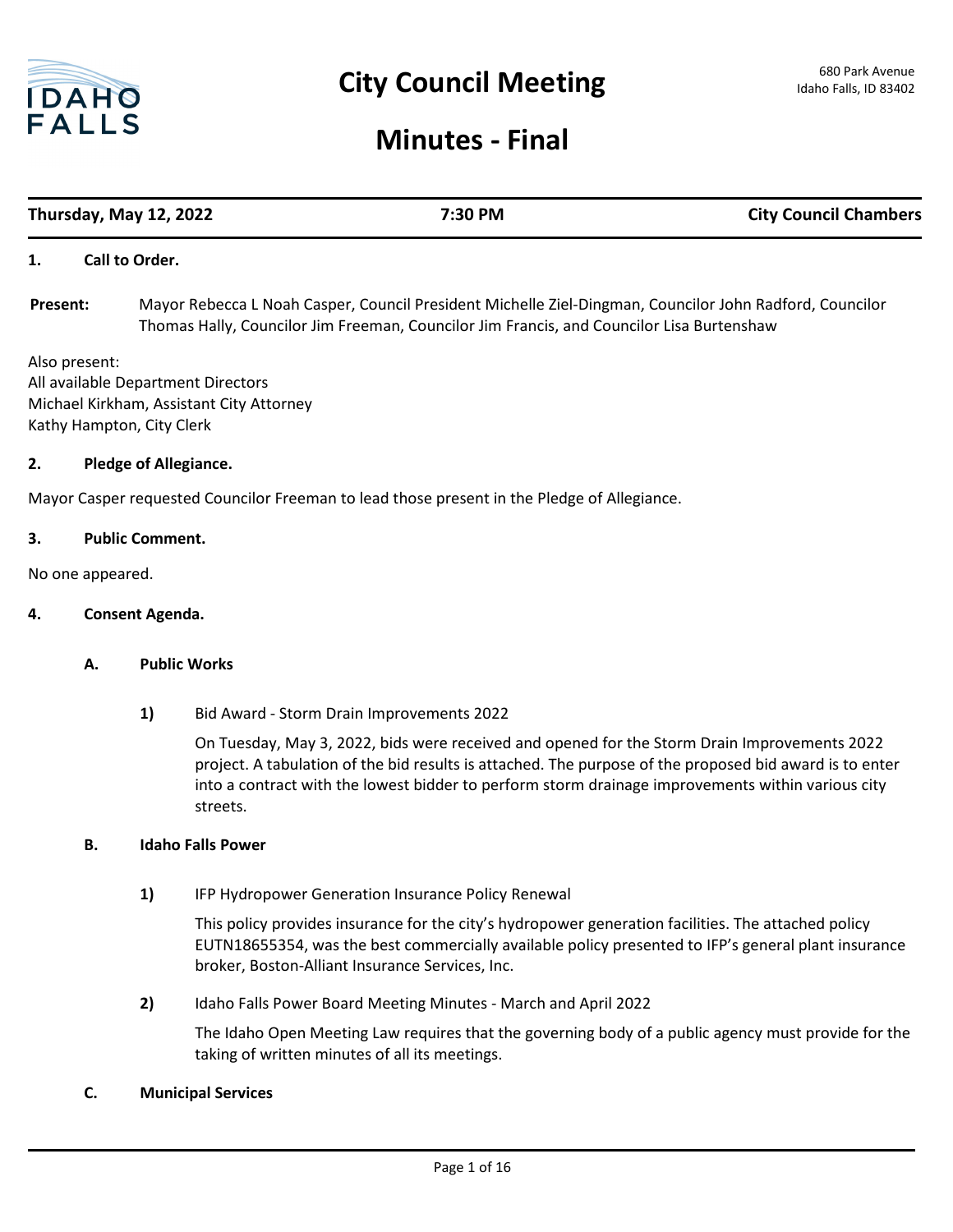# City Council Meeting

680 Park Avenue
Idaho Falls, ID 83402

# Minutes - Final

**Thursday, May 12, 2022** | **7:30 PM** | **City Council Chambers**

## 1. Call to Order.

**Present:** Mayor Rebecca L Noah Casper, Council President Michelle Ziel-Dingman, Councilor John Radford, Councilor Thomas Hally, Councilor Jim Freeman, Councilor Jim Francis, and Councilor Lisa Burtenshaw

Also present:
All available Department Directors
Michael Kirkham, Assistant City Attorney
Kathy Hampton, City Clerk

## 2. Pledge of Allegiance.

Mayor Casper requested Councilor Freeman to lead those present in the Pledge of Allegiance.

## 3. Public Comment.

No one appeared.

## 4. Consent Agenda.

### A. Public Works

**1)** Bid Award - Storm Drain Improvements 2022

On Tuesday, May 3, 2022, bids were received and opened for the Storm Drain Improvements 2022 project. A tabulation of the bid results is attached. The purpose of the proposed bid award is to enter into a contract with the lowest bidder to perform storm drainage improvements within various city streets.

### B. Idaho Falls Power

**1)** IFP Hydropower Generation Insurance Policy Renewal

This policy provides insurance for the city's hydropower generation facilities. The attached policy EUTN18655354, was the best commercially available policy presented to IFP's general plant insurance broker, Boston-Alliant Insurance Services, Inc.

**2)** Idaho Falls Power Board Meeting Minutes - March and April 2022

The Idaho Open Meeting Law requires that the governing body of a public agency must provide for the taking of written minutes of all its meetings.

### C. Municipal Services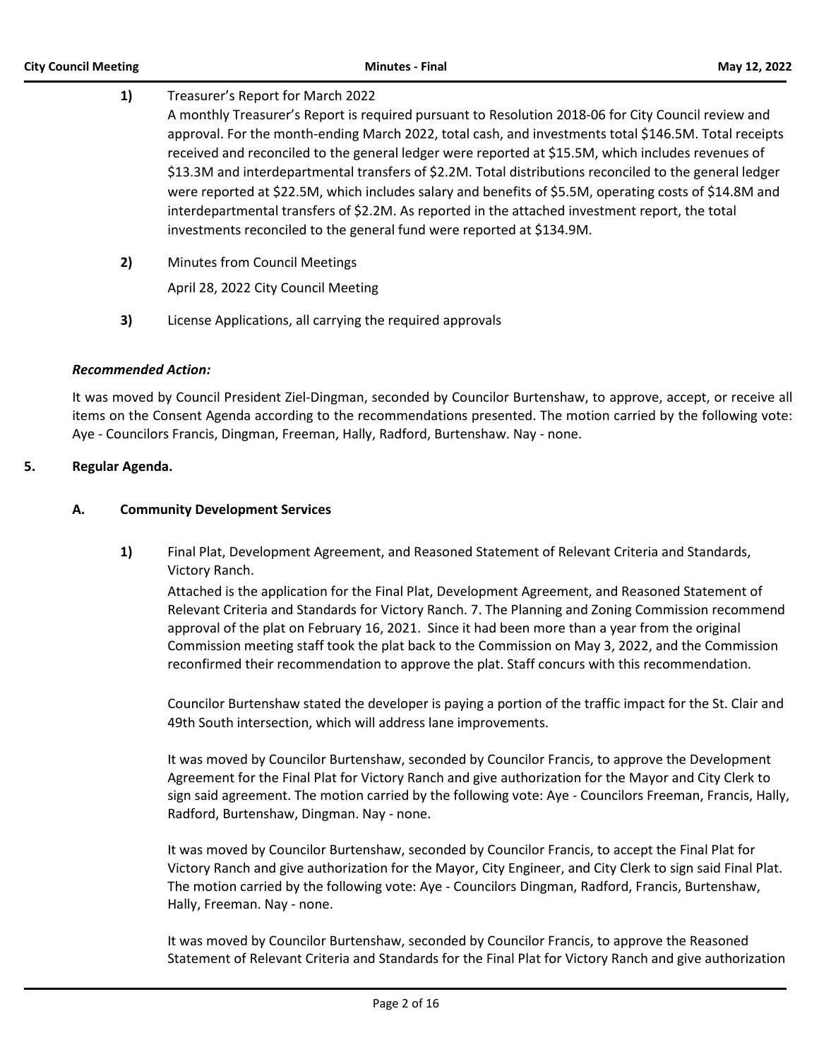**1)** Treasurer's Report for March 2022

A monthly Treasurer's Report is required pursuant to Resolution 2018-06 for City Council review and approval. For the month-ending March 2022, total cash, and investments total $146.5M. Total receipts received and reconciled to the general ledger were reported at $15.5M, which includes revenues of $13.3M and interdepartmental transfers of $2.2M. Total distributions reconciled to the general ledger were reported at $22.5M, which includes salary and benefits of $5.5M, operating costs of $14.8M and interdepartmental transfers of $2.2M. As reported in the attached investment report, the total investments reconciled to the general fund were reported at $134.9M.

**2)** Minutes from Council Meetings

April 28, 2022 City Council Meeting

**3)** License Applications, all carrying the required approvals

***Recommended Action:***

It was moved by Council President Ziel-Dingman, seconded by Councilor Burtenshaw, to approve, accept, or receive all items on the Consent Agenda according to the recommendations presented. The motion carried by the following vote: Aye - Councilors Francis, Dingman, Freeman, Hally, Radford, Burtenshaw. Nay - none.

## 5. Regular Agenda.

### A. Community Development Services

**1)** Final Plat, Development Agreement, and Reasoned Statement of Relevant Criteria and Standards, Victory Ranch.

Attached is the application for the Final Plat, Development Agreement, and Reasoned Statement of Relevant Criteria and Standards for Victory Ranch. 7. The Planning and Zoning Commission recommend approval of the plat on February 16, 2021. Since it had been more than a year from the original Commission meeting staff took the plat back to the Commission on May 3, 2022, and the Commission reconfirmed their recommendation to approve the plat. Staff concurs with this recommendation.

Councilor Burtenshaw stated the developer is paying a portion of the traffic impact for the St. Clair and 49th South intersection, which will address lane improvements.

It was moved by Councilor Burtenshaw, seconded by Councilor Francis, to approve the Development Agreement for the Final Plat for Victory Ranch and give authorization for the Mayor and City Clerk to sign said agreement. The motion carried by the following vote: Aye - Councilors Freeman, Francis, Hally, Radford, Burtenshaw, Dingman. Nay - none.

It was moved by Councilor Burtenshaw, seconded by Councilor Francis, to accept the Final Plat for Victory Ranch and give authorization for the Mayor, City Engineer, and City Clerk to sign said Final Plat. The motion carried by the following vote: Aye - Councilors Dingman, Radford, Francis, Burtenshaw, Hally, Freeman. Nay - none.

It was moved by Councilor Burtenshaw, seconded by Councilor Francis, to approve the Reasoned Statement of Relevant Criteria and Standards for the Final Plat for Victory Ranch and give authorization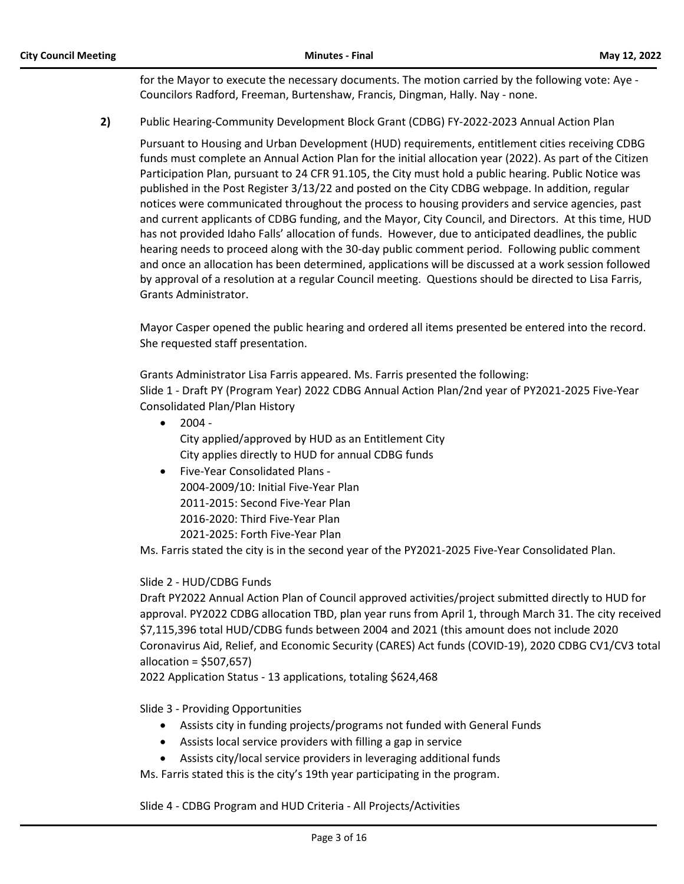for the Mayor to execute the necessary documents. The motion carried by the following vote: Aye - Councilors Radford, Freeman, Burtenshaw, Francis, Dingman, Hally. Nay - none.

**2)** Public Hearing-Community Development Block Grant (CDBG) FY-2022-2023 Annual Action Plan

Pursuant to Housing and Urban Development (HUD) requirements, entitlement cities receiving CDBG funds must complete an Annual Action Plan for the initial allocation year (2022). As part of the Citizen Participation Plan, pursuant to 24 CFR 91.105, the City must hold a public hearing. Public Notice was published in the Post Register 3/13/22 and posted on the City CDBG webpage. In addition, regular notices were communicated throughout the process to housing providers and service agencies, past and current applicants of CDBG funding, and the Mayor, City Council, and Directors. At this time, HUD has not provided Idaho Falls' allocation of funds. However, due to anticipated deadlines, the public hearing needs to proceed along with the 30-day public comment period. Following public comment and once an allocation has been determined, applications will be discussed at a work session followed by approval of a resolution at a regular Council meeting. Questions should be directed to Lisa Farris, Grants Administrator.

Mayor Casper opened the public hearing and ordered all items presented be entered into the record. She requested staff presentation.

Grants Administrator Lisa Farris appeared. Ms. Farris presented the following:
Slide 1 - Draft PY (Program Year) 2022 CDBG Annual Action Plan/2nd year of PY2021-2025 Five-Year Consolidated Plan/Plan History

- 2004 -
  City applied/approved by HUD as an Entitlement City
  City applies directly to HUD for annual CDBG funds
- Five-Year Consolidated Plans -
  2004-2009/10: Initial Five-Year Plan
  2011-2015: Second Five-Year Plan
  2016-2020: Third Five-Year Plan
  2021-2025: Forth Five-Year Plan

Ms. Farris stated the city is in the second year of the PY2021-2025 Five-Year Consolidated Plan.

Slide 2 - HUD/CDBG Funds
Draft PY2022 Annual Action Plan of Council approved activities/project submitted directly to HUD for approval. PY2022 CDBG allocation TBD, plan year runs from April 1, through March 31. The city received $7,115,396 total HUD/CDBG funds between 2004 and 2021 (this amount does not include 2020 Coronavirus Aid, Relief, and Economic Security (CARES) Act funds (COVID-19), 2020 CDBG CV1/CV3 total allocation = $507,657)
2022 Application Status - 13 applications, totaling $624,468

Slide 3 - Providing Opportunities

- Assists city in funding projects/programs not funded with General Funds
- Assists local service providers with filling a gap in service
- Assists city/local service providers in leveraging additional funds

Ms. Farris stated this is the city's 19th year participating in the program.

Slide 4 - CDBG Program and HUD Criteria - All Projects/Activities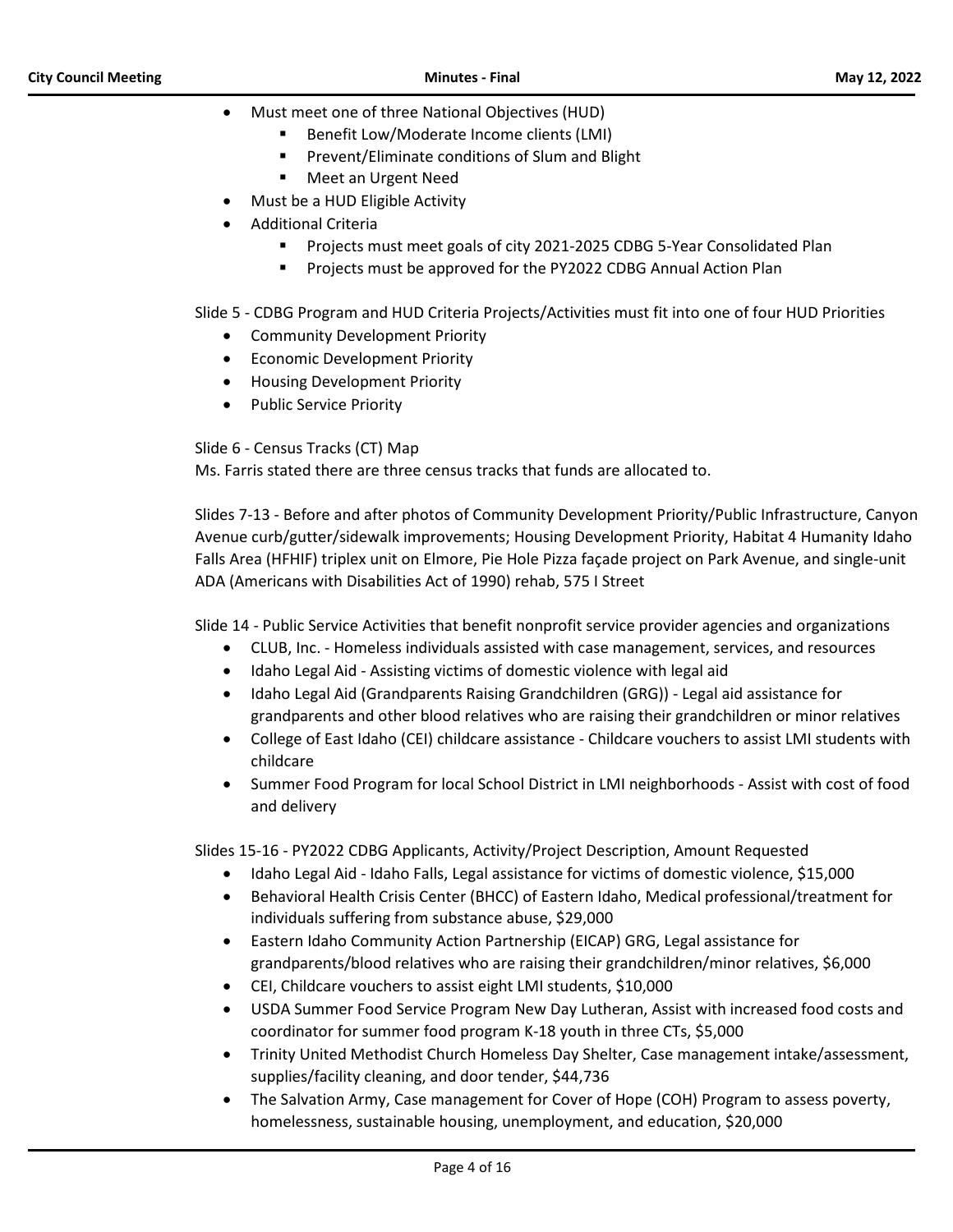- Must meet one of three National Objectives (HUD)
  - Benefit Low/Moderate Income clients (LMI)
  - Prevent/Eliminate conditions of Slum and Blight
  - Meet an Urgent Need
- Must be a HUD Eligible Activity
- Additional Criteria
  - Projects must meet goals of city 2021-2025 CDBG 5-Year Consolidated Plan
  - Projects must be approved for the PY2022 CDBG Annual Action Plan

Slide 5 - CDBG Program and HUD Criteria Projects/Activities must fit into one of four HUD Priorities

- Community Development Priority
- Economic Development Priority
- Housing Development Priority
- Public Service Priority

Slide 6 - Census Tracks (CT) Map

Ms. Farris stated there are three census tracks that funds are allocated to.

Slides 7-13 - Before and after photos of Community Development Priority/Public Infrastructure, Canyon Avenue curb/gutter/sidewalk improvements; Housing Development Priority, Habitat 4 Humanity Idaho Falls Area (HFHIF) triplex unit on Elmore, Pie Hole Pizza façade project on Park Avenue, and single-unit ADA (Americans with Disabilities Act of 1990) rehab, 575 I Street

Slide 14 - Public Service Activities that benefit nonprofit service provider agencies and organizations

- CLUB, Inc. - Homeless individuals assisted with case management, services, and resources
- Idaho Legal Aid - Assisting victims of domestic violence with legal aid
- Idaho Legal Aid (Grandparents Raising Grandchildren (GRG)) - Legal aid assistance for grandparents and other blood relatives who are raising their grandchildren or minor relatives
- College of East Idaho (CEI) childcare assistance - Childcare vouchers to assist LMI students with childcare
- Summer Food Program for local School District in LMI neighborhoods - Assist with cost of food and delivery

Slides 15-16 - PY2022 CDBG Applicants, Activity/Project Description, Amount Requested

- Idaho Legal Aid - Idaho Falls, Legal assistance for victims of domestic violence, $15,000
- Behavioral Health Crisis Center (BHCC) of Eastern Idaho, Medical professional/treatment for individuals suffering from substance abuse, $29,000
- Eastern Idaho Community Action Partnership (EICAP) GRG, Legal assistance for grandparents/blood relatives who are raising their grandchildren/minor relatives, $6,000
- CEI, Childcare vouchers to assist eight LMI students, $10,000
- USDA Summer Food Service Program New Day Lutheran, Assist with increased food costs and coordinator for summer food program K-18 youth in three CTs, $5,000
- Trinity United Methodist Church Homeless Day Shelter, Case management intake/assessment, supplies/facility cleaning, and door tender, $44,736
- The Salvation Army, Case management for Cover of Hope (COH) Program to assess poverty, homelessness, sustainable housing, unemployment, and education, $20,000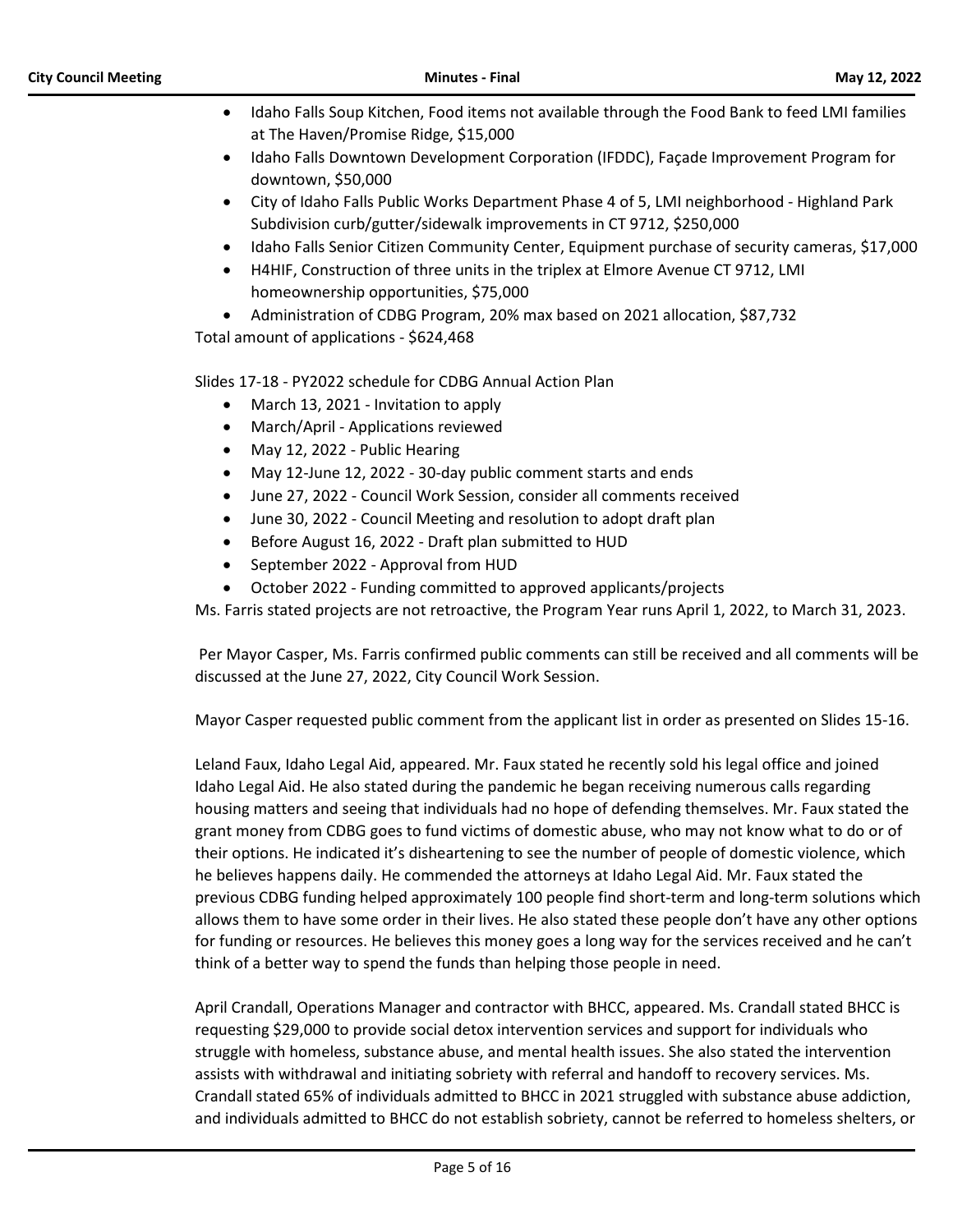- Idaho Falls Soup Kitchen, Food items not available through the Food Bank to feed LMI families at The Haven/Promise Ridge, $15,000
- Idaho Falls Downtown Development Corporation (IFDDC), Façade Improvement Program for downtown, $50,000
- City of Idaho Falls Public Works Department Phase 4 of 5, LMI neighborhood - Highland Park Subdivision curb/gutter/sidewalk improvements in CT 9712, $250,000
- Idaho Falls Senior Citizen Community Center, Equipment purchase of security cameras, $17,000
- H4HIF, Construction of three units in the triplex at Elmore Avenue CT 9712, LMI homeownership opportunities, $75,000
- Administration of CDBG Program, 20% max based on 2021 allocation, $87,732

Total amount of applications - $624,468

Slides 17-18 - PY2022 schedule for CDBG Annual Action Plan

- March 13, 2021 - Invitation to apply
- March/April - Applications reviewed
- May 12, 2022 - Public Hearing
- May 12-June 12, 2022 - 30-day public comment starts and ends
- June 27, 2022 - Council Work Session, consider all comments received
- June 30, 2022 - Council Meeting and resolution to adopt draft plan
- Before August 16, 2022 - Draft plan submitted to HUD
- September 2022 - Approval from HUD
- October 2022 - Funding committed to approved applicants/projects

Ms. Farris stated projects are not retroactive, the Program Year runs April 1, 2022, to March 31, 2023.

Per Mayor Casper, Ms. Farris confirmed public comments can still be received and all comments will be discussed at the June 27, 2022, City Council Work Session.

Mayor Casper requested public comment from the applicant list in order as presented on Slides 15-16.

Leland Faux, Idaho Legal Aid, appeared. Mr. Faux stated he recently sold his legal office and joined Idaho Legal Aid. He also stated during the pandemic he began receiving numerous calls regarding housing matters and seeing that individuals had no hope of defending themselves. Mr. Faux stated the grant money from CDBG goes to fund victims of domestic abuse, who may not know what to do or of their options. He indicated it's disheartening to see the number of people of domestic violence, which he believes happens daily. He commended the attorneys at Idaho Legal Aid. Mr. Faux stated the previous CDBG funding helped approximately 100 people find short-term and long-term solutions which allows them to have some order in their lives. He also stated these people don't have any other options for funding or resources. He believes this money goes a long way for the services received and he can't think of a better way to spend the funds than helping those people in need.

April Crandall, Operations Manager and contractor with BHCC, appeared. Ms. Crandall stated BHCC is requesting $29,000 to provide social detox intervention services and support for individuals who struggle with homeless, substance abuse, and mental health issues. She also stated the intervention assists with withdrawal and initiating sobriety with referral and handoff to recovery services. Ms. Crandall stated 65% of individuals admitted to BHCC in 2021 struggled with substance abuse addiction, and individuals admitted to BHCC do not establish sobriety, cannot be referred to homeless shelters, or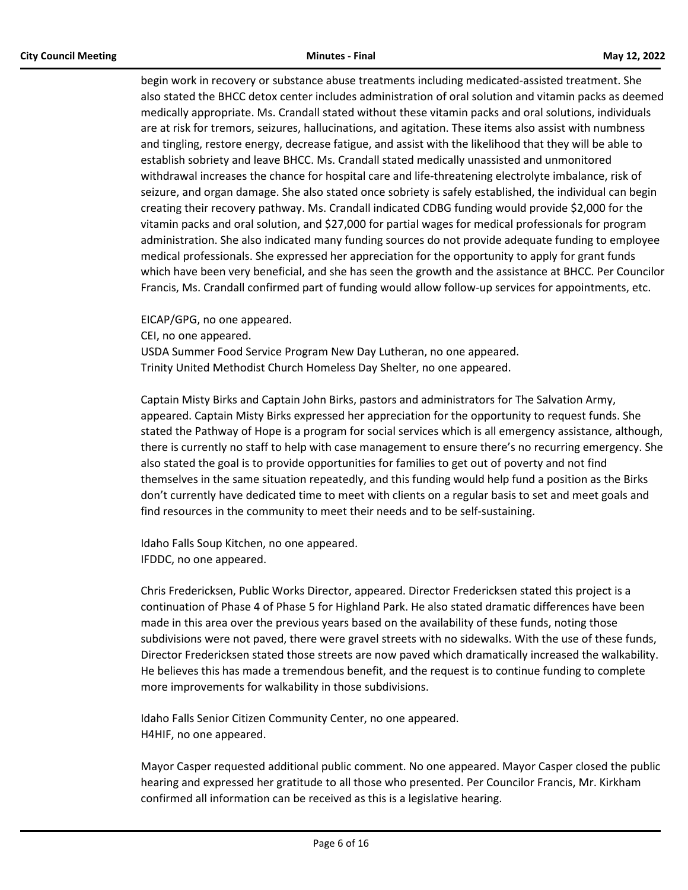begin work in recovery or substance abuse treatments including medicated-assisted treatment. She also stated the BHCC detox center includes administration of oral solution and vitamin packs as deemed medically appropriate. Ms. Crandall stated without these vitamin packs and oral solutions, individuals are at risk for tremors, seizures, hallucinations, and agitation. These items also assist with numbness and tingling, restore energy, decrease fatigue, and assist with the likelihood that they will be able to establish sobriety and leave BHCC. Ms. Crandall stated medically unassisted and unmonitored withdrawal increases the chance for hospital care and life-threatening electrolyte imbalance, risk of seizure, and organ damage. She also stated once sobriety is safely established, the individual can begin creating their recovery pathway. Ms. Crandall indicated CDBG funding would provide $2,000 for the vitamin packs and oral solution, and $27,000 for partial wages for medical professionals for program administration. She also indicated many funding sources do not provide adequate funding to employee medical professionals. She expressed her appreciation for the opportunity to apply for grant funds which have been very beneficial, and she has seen the growth and the assistance at BHCC. Per Councilor Francis, Ms. Crandall confirmed part of funding would allow follow-up services for appointments, etc.

EICAP/GPG, no one appeared.
CEI, no one appeared.
USDA Summer Food Service Program New Day Lutheran, no one appeared.
Trinity United Methodist Church Homeless Day Shelter, no one appeared.

Captain Misty Birks and Captain John Birks, pastors and administrators for The Salvation Army, appeared. Captain Misty Birks expressed her appreciation for the opportunity to request funds. She stated the Pathway of Hope is a program for social services which is all emergency assistance, although, there is currently no staff to help with case management to ensure there's no recurring emergency. She also stated the goal is to provide opportunities for families to get out of poverty and not find themselves in the same situation repeatedly, and this funding would help fund a position as the Birks don't currently have dedicated time to meet with clients on a regular basis to set and meet goals and find resources in the community to meet their needs and to be self-sustaining.

Idaho Falls Soup Kitchen, no one appeared.
IFDDC, no one appeared.

Chris Fredericksen, Public Works Director, appeared. Director Fredericksen stated this project is a continuation of Phase 4 of Phase 5 for Highland Park. He also stated dramatic differences have been made in this area over the previous years based on the availability of these funds, noting those subdivisions were not paved, there were gravel streets with no sidewalks. With the use of these funds, Director Fredericksen stated those streets are now paved which dramatically increased the walkability. He believes this has made a tremendous benefit, and the request is to continue funding to complete more improvements for walkability in those subdivisions.

Idaho Falls Senior Citizen Community Center, no one appeared.
H4HIF, no one appeared.

Mayor Casper requested additional public comment. No one appeared. Mayor Casper closed the public hearing and expressed her gratitude to all those who presented. Per Councilor Francis, Mr. Kirkham confirmed all information can be received as this is a legislative hearing.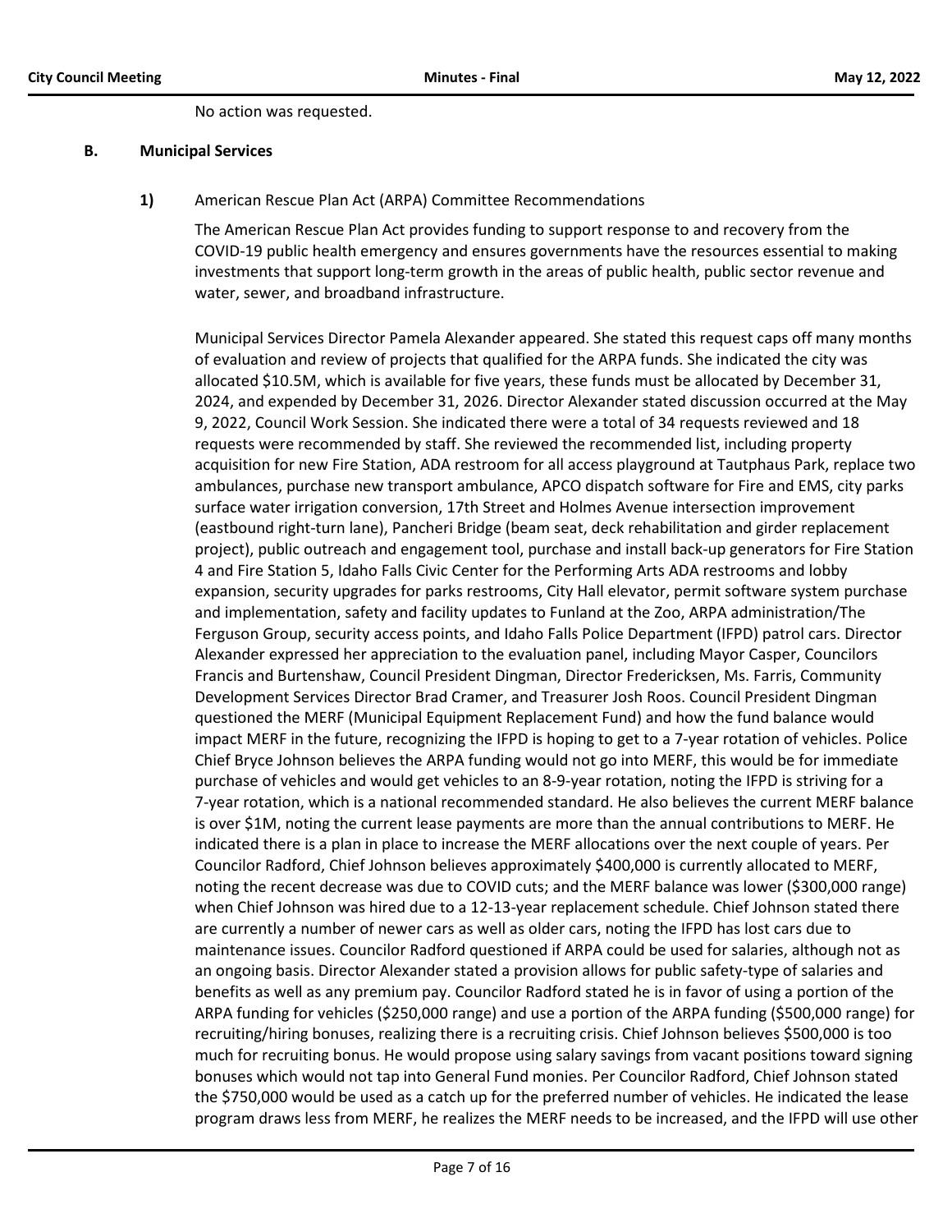No action was requested.

### B. Municipal Services

**1)** American Rescue Plan Act (ARPA) Committee Recommendations

The American Rescue Plan Act provides funding to support response to and recovery from the COVID-19 public health emergency and ensures governments have the resources essential to making investments that support long-term growth in the areas of public health, public sector revenue and water, sewer, and broadband infrastructure.

Municipal Services Director Pamela Alexander appeared. She stated this request caps off many months of evaluation and review of projects that qualified for the ARPA funds. She indicated the city was allocated $10.5M, which is available for five years, these funds must be allocated by December 31, 2024, and expended by December 31, 2026. Director Alexander stated discussion occurred at the May 9, 2022, Council Work Session. She indicated there were a total of 34 requests reviewed and 18 requests were recommended by staff. She reviewed the recommended list, including property acquisition for new Fire Station, ADA restroom for all access playground at Tautphaus Park, replace two ambulances, purchase new transport ambulance, APCO dispatch software for Fire and EMS, city parks surface water irrigation conversion, 17th Street and Holmes Avenue intersection improvement (eastbound right-turn lane), Pancheri Bridge (beam seat, deck rehabilitation and girder replacement project), public outreach and engagement tool, purchase and install back-up generators for Fire Station 4 and Fire Station 5, Idaho Falls Civic Center for the Performing Arts ADA restrooms and lobby expansion, security upgrades for parks restrooms, City Hall elevator, permit software system purchase and implementation, safety and facility updates to Funland at the Zoo, ARPA administration/The Ferguson Group, security access points, and Idaho Falls Police Department (IFPD) patrol cars. Director Alexander expressed her appreciation to the evaluation panel, including Mayor Casper, Councilors Francis and Burtenshaw, Council President Dingman, Director Fredericksen, Ms. Farris, Community Development Services Director Brad Cramer, and Treasurer Josh Roos. Council President Dingman questioned the MERF (Municipal Equipment Replacement Fund) and how the fund balance would impact MERF in the future, recognizing the IFPD is hoping to get to a 7-year rotation of vehicles. Police Chief Bryce Johnson believes the ARPA funding would not go into MERF, this would be for immediate purchase of vehicles and would get vehicles to an 8-9-year rotation, noting the IFPD is striving for a 7-year rotation, which is a national recommended standard. He also believes the current MERF balance is over $1M, noting the current lease payments are more than the annual contributions to MERF. He indicated there is a plan in place to increase the MERF allocations over the next couple of years. Per Councilor Radford, Chief Johnson believes approximately $400,000 is currently allocated to MERF, noting the recent decrease was due to COVID cuts; and the MERF balance was lower ($300,000 range) when Chief Johnson was hired due to a 12-13-year replacement schedule. Chief Johnson stated there are currently a number of newer cars as well as older cars, noting the IFPD has lost cars due to maintenance issues. Councilor Radford questioned if ARPA could be used for salaries, although not as an ongoing basis. Director Alexander stated a provision allows for public safety-type of salaries and benefits as well as any premium pay. Councilor Radford stated he is in favor of using a portion of the ARPA funding for vehicles ($250,000 range) and use a portion of the ARPA funding ($500,000 range) for recruiting/hiring bonuses, realizing there is a recruiting crisis. Chief Johnson believes $500,000 is too much for recruiting bonus. He would propose using salary savings from vacant positions toward signing bonuses which would not tap into General Fund monies. Per Councilor Radford, Chief Johnson stated the $750,000 would be used as a catch up for the preferred number of vehicles. He indicated the lease program draws less from MERF, he realizes the MERF needs to be increased, and the IFPD will use other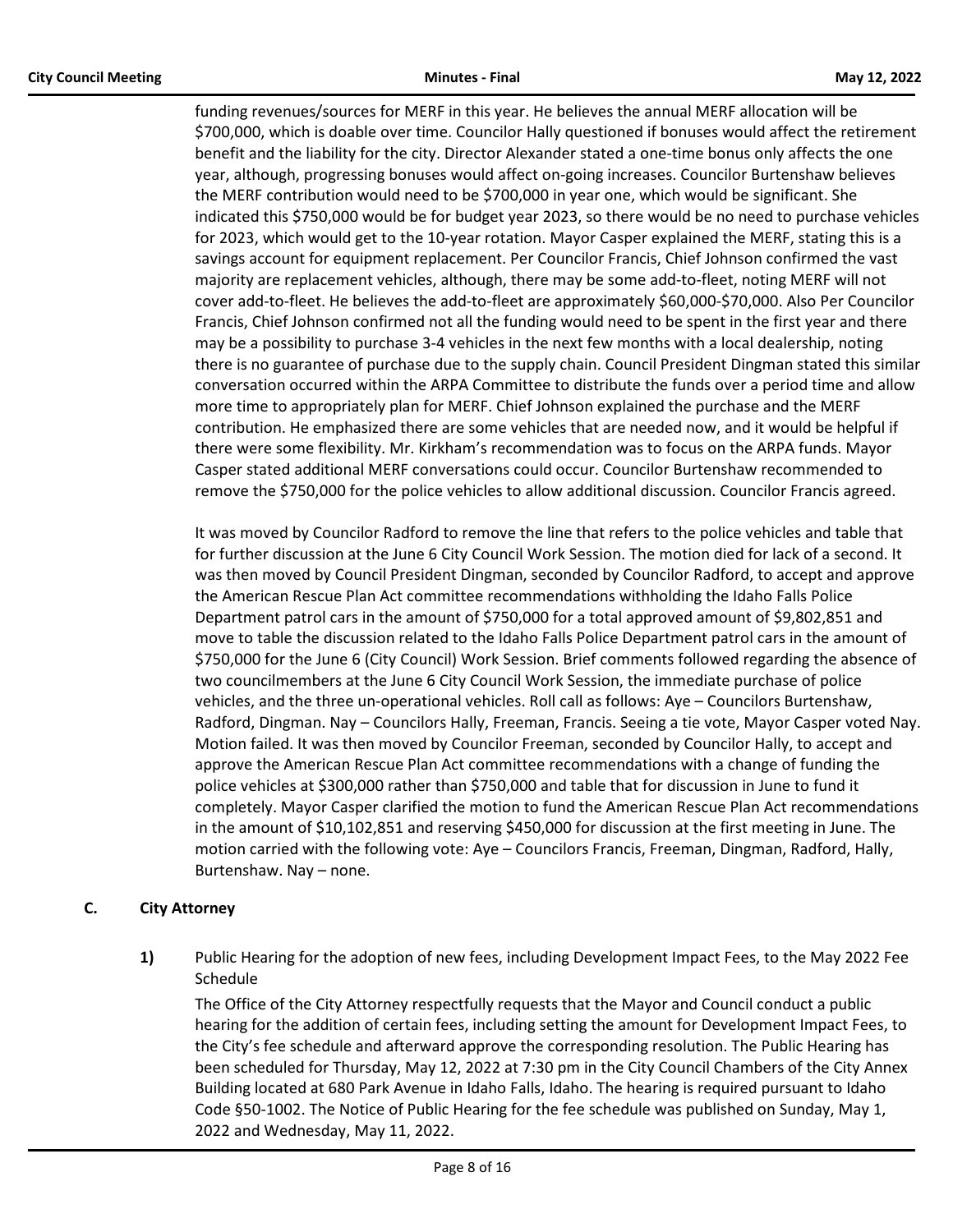funding revenues/sources for MERF in this year. He believes the annual MERF allocation will be $700,000, which is doable over time. Councilor Hally questioned if bonuses would affect the retirement benefit and the liability for the city. Director Alexander stated a one-time bonus only affects the one year, although, progressing bonuses would affect on-going increases. Councilor Burtenshaw believes the MERF contribution would need to be $700,000 in year one, which would be significant. She indicated this $750,000 would be for budget year 2023, so there would be no need to purchase vehicles for 2023, which would get to the 10-year rotation. Mayor Casper explained the MERF, stating this is a savings account for equipment replacement. Per Councilor Francis, Chief Johnson confirmed the vast majority are replacement vehicles, although, there may be some add-to-fleet, noting MERF will not cover add-to-fleet. He believes the add-to-fleet are approximately $60,000-$70,000. Also Per Councilor Francis, Chief Johnson confirmed not all the funding would need to be spent in the first year and there may be a possibility to purchase 3-4 vehicles in the next few months with a local dealership, noting there is no guarantee of purchase due to the supply chain. Council President Dingman stated this similar conversation occurred within the ARPA Committee to distribute the funds over a period time and allow more time to appropriately plan for MERF. Chief Johnson explained the purchase and the MERF contribution. He emphasized there are some vehicles that are needed now, and it would be helpful if there were some flexibility. Mr. Kirkham's recommendation was to focus on the ARPA funds. Mayor Casper stated additional MERF conversations could occur. Councilor Burtenshaw recommended to remove the $750,000 for the police vehicles to allow additional discussion. Councilor Francis agreed.

It was moved by Councilor Radford to remove the line that refers to the police vehicles and table that for further discussion at the June 6 City Council Work Session. The motion died for lack of a second. It was then moved by Council President Dingman, seconded by Councilor Radford, to accept and approve the American Rescue Plan Act committee recommendations withholding the Idaho Falls Police Department patrol cars in the amount of $750,000 for a total approved amount of $9,802,851 and move to table the discussion related to the Idaho Falls Police Department patrol cars in the amount of $750,000 for the June 6 (City Council) Work Session. Brief comments followed regarding the absence of two councilmembers at the June 6 City Council Work Session, the immediate purchase of police vehicles, and the three un-operational vehicles. Roll call as follows: Aye – Councilors Burtenshaw, Radford, Dingman. Nay – Councilors Hally, Freeman, Francis. Seeing a tie vote, Mayor Casper voted Nay. Motion failed. It was then moved by Councilor Freeman, seconded by Councilor Hally, to accept and approve the American Rescue Plan Act committee recommendations with a change of funding the police vehicles at $300,000 rather than $750,000 and table that for discussion in June to fund it completely. Mayor Casper clarified the motion to fund the American Rescue Plan Act recommendations in the amount of $10,102,851 and reserving $450,000 for discussion at the first meeting in June. The motion carried with the following vote: Aye – Councilors Francis, Freeman, Dingman, Radford, Hally, Burtenshaw. Nay – none.

## C. City Attorney

**1)** Public Hearing for the adoption of new fees, including Development Impact Fees, to the May 2022 Fee Schedule

The Office of the City Attorney respectfully requests that the Mayor and Council conduct a public hearing for the addition of certain fees, including setting the amount for Development Impact Fees, to the City's fee schedule and afterward approve the corresponding resolution. The Public Hearing has been scheduled for Thursday, May 12, 2022 at 7:30 pm in the City Council Chambers of the City Annex Building located at 680 Park Avenue in Idaho Falls, Idaho. The hearing is required pursuant to Idaho Code §50-1002. The Notice of Public Hearing for the fee schedule was published on Sunday, May 1, 2022 and Wednesday, May 11, 2022.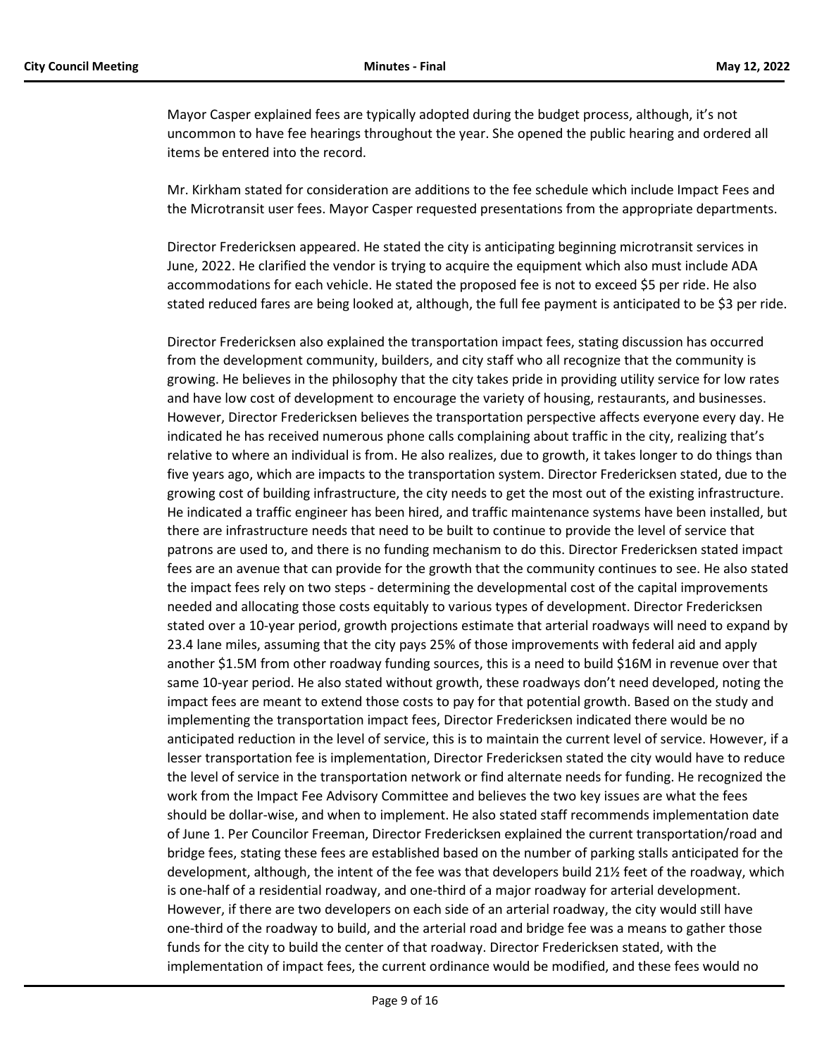Mayor Casper explained fees are typically adopted during the budget process, although, it's not uncommon to have fee hearings throughout the year. She opened the public hearing and ordered all items be entered into the record.

Mr. Kirkham stated for consideration are additions to the fee schedule which include Impact Fees and the Microtransit user fees. Mayor Casper requested presentations from the appropriate departments.

Director Fredericksen appeared. He stated the city is anticipating beginning microtransit services in June, 2022. He clarified the vendor is trying to acquire the equipment which also must include ADA accommodations for each vehicle. He stated the proposed fee is not to exceed $5 per ride. He also stated reduced fares are being looked at, although, the full fee payment is anticipated to be $3 per ride.

Director Fredericksen also explained the transportation impact fees, stating discussion has occurred from the development community, builders, and city staff who all recognize that the community is growing. He believes in the philosophy that the city takes pride in providing utility service for low rates and have low cost of development to encourage the variety of housing, restaurants, and businesses. However, Director Fredericksen believes the transportation perspective affects everyone every day. He indicated he has received numerous phone calls complaining about traffic in the city, realizing that's relative to where an individual is from. He also realizes, due to growth, it takes longer to do things than five years ago, which are impacts to the transportation system. Director Fredericksen stated, due to the growing cost of building infrastructure, the city needs to get the most out of the existing infrastructure. He indicated a traffic engineer has been hired, and traffic maintenance systems have been installed, but there are infrastructure needs that need to be built to continue to provide the level of service that patrons are used to, and there is no funding mechanism to do this. Director Fredericksen stated impact fees are an avenue that can provide for the growth that the community continues to see. He also stated the impact fees rely on two steps - determining the developmental cost of the capital improvements needed and allocating those costs equitably to various types of development. Director Fredericksen stated over a 10-year period, growth projections estimate that arterial roadways will need to expand by 23.4 lane miles, assuming that the city pays 25% of those improvements with federal aid and apply another $1.5M from other roadway funding sources, this is a need to build $16M in revenue over that same 10-year period. He also stated without growth, these roadways don't need developed, noting the impact fees are meant to extend those costs to pay for that potential growth. Based on the study and implementing the transportation impact fees, Director Fredericksen indicated there would be no anticipated reduction in the level of service, this is to maintain the current level of service. However, if a lesser transportation fee is implementation, Director Fredericksen stated the city would have to reduce the level of service in the transportation network or find alternate needs for funding. He recognized the work from the Impact Fee Advisory Committee and believes the two key issues are what the fees should be dollar-wise, and when to implement. He also stated staff recommends implementation date of June 1. Per Councilor Freeman, Director Fredericksen explained the current transportation/road and bridge fees, stating these fees are established based on the number of parking stalls anticipated for the development, although, the intent of the fee was that developers build 21½ feet of the roadway, which is one-half of a residential roadway, and one-third of a major roadway for arterial development. However, if there are two developers on each side of an arterial roadway, the city would still have one-third of the roadway to build, and the arterial road and bridge fee was a means to gather those funds for the city to build the center of that roadway. Director Fredericksen stated, with the implementation of impact fees, the current ordinance would be modified, and these fees would no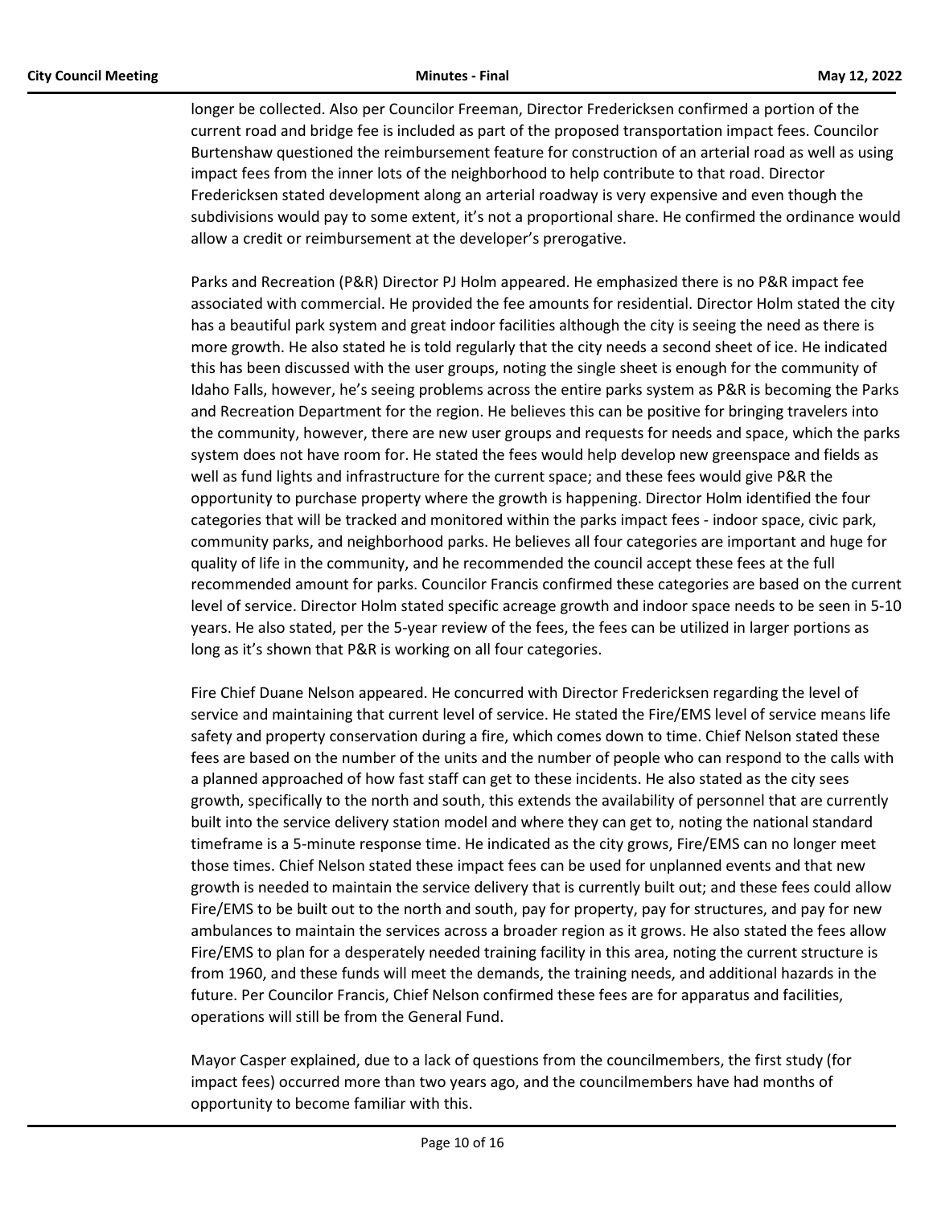longer be collected. Also per Councilor Freeman, Director Fredericksen confirmed a portion of the current road and bridge fee is included as part of the proposed transportation impact fees. Councilor Burtenshaw questioned the reimbursement feature for construction of an arterial road as well as using impact fees from the inner lots of the neighborhood to help contribute to that road. Director Fredericksen stated development along an arterial roadway is very expensive and even though the subdivisions would pay to some extent, it's not a proportional share. He confirmed the ordinance would allow a credit or reimbursement at the developer's prerogative.

Parks and Recreation (P&R) Director PJ Holm appeared. He emphasized there is no P&R impact fee associated with commercial. He provided the fee amounts for residential. Director Holm stated the city has a beautiful park system and great indoor facilities although the city is seeing the need as there is more growth. He also stated he is told regularly that the city needs a second sheet of ice. He indicated this has been discussed with the user groups, noting the single sheet is enough for the community of Idaho Falls, however, he's seeing problems across the entire parks system as P&R is becoming the Parks and Recreation Department for the region. He believes this can be positive for bringing travelers into the community, however, there are new user groups and requests for needs and space, which the parks system does not have room for. He stated the fees would help develop new greenspace and fields as well as fund lights and infrastructure for the current space; and these fees would give P&R the opportunity to purchase property where the growth is happening. Director Holm identified the four categories that will be tracked and monitored within the parks impact fees - indoor space, civic park, community parks, and neighborhood parks. He believes all four categories are important and huge for quality of life in the community, and he recommended the council accept these fees at the full recommended amount for parks. Councilor Francis confirmed these categories are based on the current level of service. Director Holm stated specific acreage growth and indoor space needs to be seen in 5-10 years. He also stated, per the 5-year review of the fees, the fees can be utilized in larger portions as long as it's shown that P&R is working on all four categories.

Fire Chief Duane Nelson appeared. He concurred with Director Fredericksen regarding the level of service and maintaining that current level of service. He stated the Fire/EMS level of service means life safety and property conservation during a fire, which comes down to time. Chief Nelson stated these fees are based on the number of the units and the number of people who can respond to the calls with a planned approached of how fast staff can get to these incidents. He also stated as the city sees growth, specifically to the north and south, this extends the availability of personnel that are currently built into the service delivery station model and where they can get to, noting the national standard timeframe is a 5-minute response time. He indicated as the city grows, Fire/EMS can no longer meet those times. Chief Nelson stated these impact fees can be used for unplanned events and that new growth is needed to maintain the service delivery that is currently built out; and these fees could allow Fire/EMS to be built out to the north and south, pay for property, pay for structures, and pay for new ambulances to maintain the services across a broader region as it grows. He also stated the fees allow Fire/EMS to plan for a desperately needed training facility in this area, noting the current structure is from 1960, and these funds will meet the demands, the training needs, and additional hazards in the future. Per Councilor Francis, Chief Nelson confirmed these fees are for apparatus and facilities, operations will still be from the General Fund.

Mayor Casper explained, due to a lack of questions from the councilmembers, the first study (for impact fees) occurred more than two years ago, and the councilmembers have had months of opportunity to become familiar with this.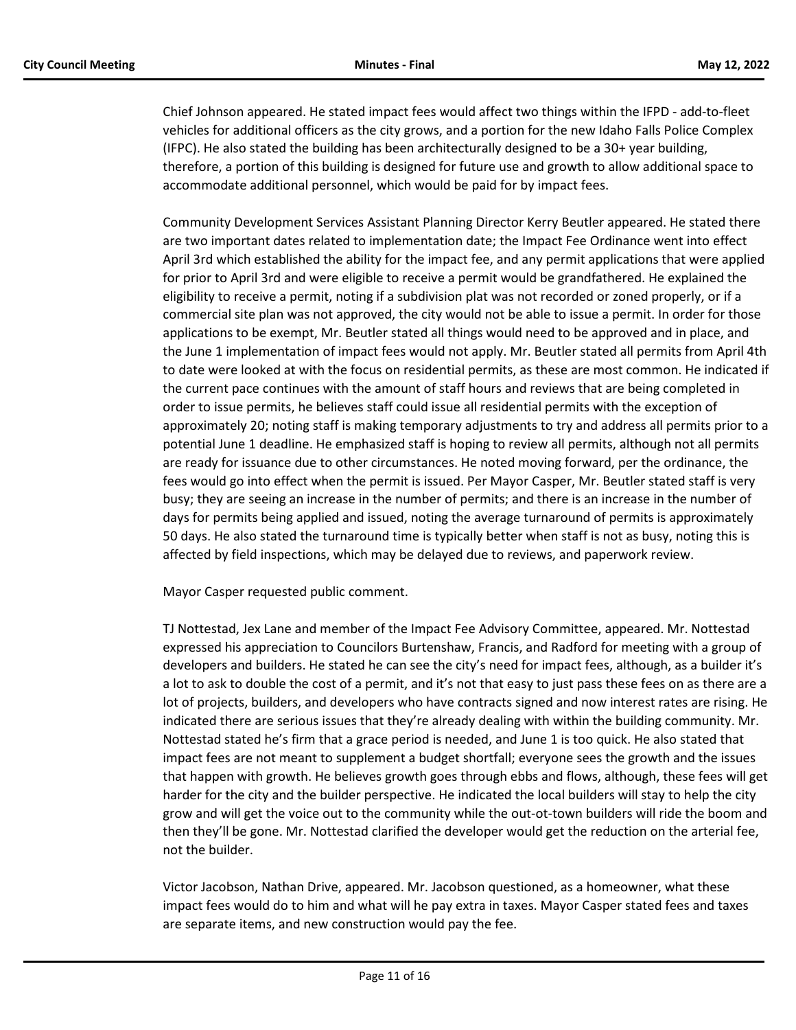Chief Johnson appeared. He stated impact fees would affect two things within the IFPD - add-to-fleet vehicles for additional officers as the city grows, and a portion for the new Idaho Falls Police Complex (IFPC). He also stated the building has been architecturally designed to be a 30+ year building, therefore, a portion of this building is designed for future use and growth to allow additional space to accommodate additional personnel, which would be paid for by impact fees.

Community Development Services Assistant Planning Director Kerry Beutler appeared. He stated there are two important dates related to implementation date; the Impact Fee Ordinance went into effect April 3rd which established the ability for the impact fee, and any permit applications that were applied for prior to April 3rd and were eligible to receive a permit would be grandfathered. He explained the eligibility to receive a permit, noting if a subdivision plat was not recorded or zoned properly, or if a commercial site plan was not approved, the city would not be able to issue a permit. In order for those applications to be exempt, Mr. Beutler stated all things would need to be approved and in place, and the June 1 implementation of impact fees would not apply. Mr. Beutler stated all permits from April 4th to date were looked at with the focus on residential permits, as these are most common. He indicated if the current pace continues with the amount of staff hours and reviews that are being completed in order to issue permits, he believes staff could issue all residential permits with the exception of approximately 20; noting staff is making temporary adjustments to try and address all permits prior to a potential June 1 deadline. He emphasized staff is hoping to review all permits, although not all permits are ready for issuance due to other circumstances. He noted moving forward, per the ordinance, the fees would go into effect when the permit is issued. Per Mayor Casper, Mr. Beutler stated staff is very busy; they are seeing an increase in the number of permits; and there is an increase in the number of days for permits being applied and issued, noting the average turnaround of permits is approximately 50 days. He also stated the turnaround time is typically better when staff is not as busy, noting this is affected by field inspections, which may be delayed due to reviews, and paperwork review.

Mayor Casper requested public comment.

TJ Nottestad, Jex Lane and member of the Impact Fee Advisory Committee, appeared. Mr. Nottestad expressed his appreciation to Councilors Burtenshaw, Francis, and Radford for meeting with a group of developers and builders. He stated he can see the city's need for impact fees, although, as a builder it's a lot to ask to double the cost of a permit, and it's not that easy to just pass these fees on as there are a lot of projects, builders, and developers who have contracts signed and now interest rates are rising. He indicated there are serious issues that they're already dealing with within the building community. Mr. Nottestad stated he's firm that a grace period is needed, and June 1 is too quick. He also stated that impact fees are not meant to supplement a budget shortfall; everyone sees the growth and the issues that happen with growth. He believes growth goes through ebbs and flows, although, these fees will get harder for the city and the builder perspective. He indicated the local builders will stay to help the city grow and will get the voice out to the community while the out-ot-town builders will ride the boom and then they'll be gone. Mr. Nottestad clarified the developer would get the reduction on the arterial fee, not the builder.

Victor Jacobson, Nathan Drive, appeared. Mr. Jacobson questioned, as a homeowner, what these impact fees would do to him and what will he pay extra in taxes. Mayor Casper stated fees and taxes are separate items, and new construction would pay the fee.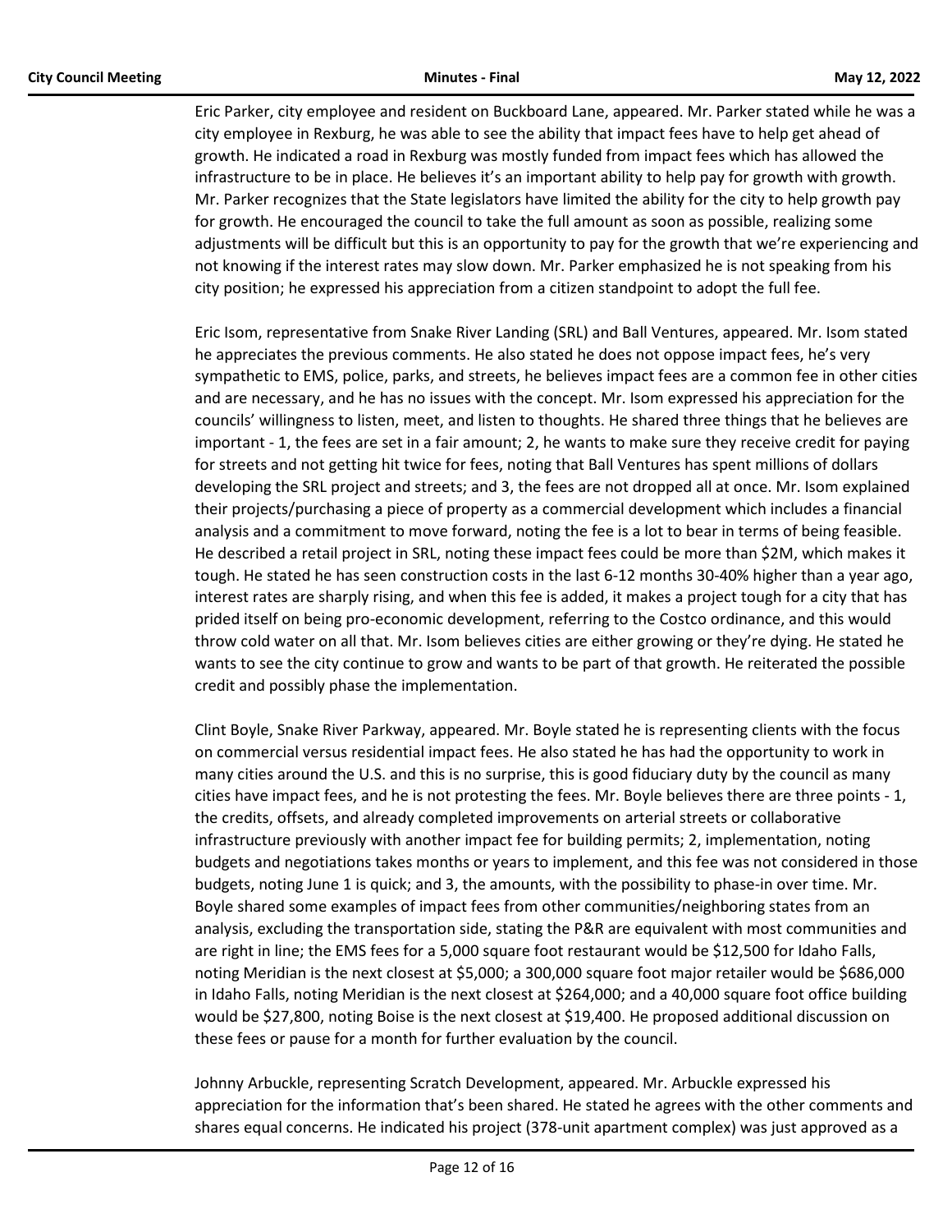Eric Parker, city employee and resident on Buckboard Lane, appeared. Mr. Parker stated while he was a city employee in Rexburg, he was able to see the ability that impact fees have to help get ahead of growth. He indicated a road in Rexburg was mostly funded from impact fees which has allowed the infrastructure to be in place. He believes it's an important ability to help pay for growth with growth. Mr. Parker recognizes that the State legislators have limited the ability for the city to help growth pay for growth. He encouraged the council to take the full amount as soon as possible, realizing some adjustments will be difficult but this is an opportunity to pay for the growth that we're experiencing and not knowing if the interest rates may slow down. Mr. Parker emphasized he is not speaking from his city position; he expressed his appreciation from a citizen standpoint to adopt the full fee.

Eric Isom, representative from Snake River Landing (SRL) and Ball Ventures, appeared. Mr. Isom stated he appreciates the previous comments. He also stated he does not oppose impact fees, he's very sympathetic to EMS, police, parks, and streets, he believes impact fees are a common fee in other cities and are necessary, and he has no issues with the concept. Mr. Isom expressed his appreciation for the councils' willingness to listen, meet, and listen to thoughts. He shared three things that he believes are important - 1, the fees are set in a fair amount; 2, he wants to make sure they receive credit for paying for streets and not getting hit twice for fees, noting that Ball Ventures has spent millions of dollars developing the SRL project and streets; and 3, the fees are not dropped all at once. Mr. Isom explained their projects/purchasing a piece of property as a commercial development which includes a financial analysis and a commitment to move forward, noting the fee is a lot to bear in terms of being feasible. He described a retail project in SRL, noting these impact fees could be more than $2M, which makes it tough. He stated he has seen construction costs in the last 6-12 months 30-40% higher than a year ago, interest rates are sharply rising, and when this fee is added, it makes a project tough for a city that has prided itself on being pro-economic development, referring to the Costco ordinance, and this would throw cold water on all that. Mr. Isom believes cities are either growing or they're dying. He stated he wants to see the city continue to grow and wants to be part of that growth. He reiterated the possible credit and possibly phase the implementation.

Clint Boyle, Snake River Parkway, appeared. Mr. Boyle stated he is representing clients with the focus on commercial versus residential impact fees. He also stated he has had the opportunity to work in many cities around the U.S. and this is no surprise, this is good fiduciary duty by the council as many cities have impact fees, and he is not protesting the fees. Mr. Boyle believes there are three points - 1, the credits, offsets, and already completed improvements on arterial streets or collaborative infrastructure previously with another impact fee for building permits; 2, implementation, noting budgets and negotiations takes months or years to implement, and this fee was not considered in those budgets, noting June 1 is quick; and 3, the amounts, with the possibility to phase-in over time. Mr. Boyle shared some examples of impact fees from other communities/neighboring states from an analysis, excluding the transportation side, stating the P&R are equivalent with most communities and are right in line; the EMS fees for a 5,000 square foot restaurant would be $12,500 for Idaho Falls, noting Meridian is the next closest at $5,000; a 300,000 square foot major retailer would be $686,000 in Idaho Falls, noting Meridian is the next closest at $264,000; and a 40,000 square foot office building would be $27,800, noting Boise is the next closest at $19,400. He proposed additional discussion on these fees or pause for a month for further evaluation by the council.

Johnny Arbuckle, representing Scratch Development, appeared. Mr. Arbuckle expressed his appreciation for the information that's been shared. He stated he agrees with the other comments and shares equal concerns. He indicated his project (378-unit apartment complex) was just approved as a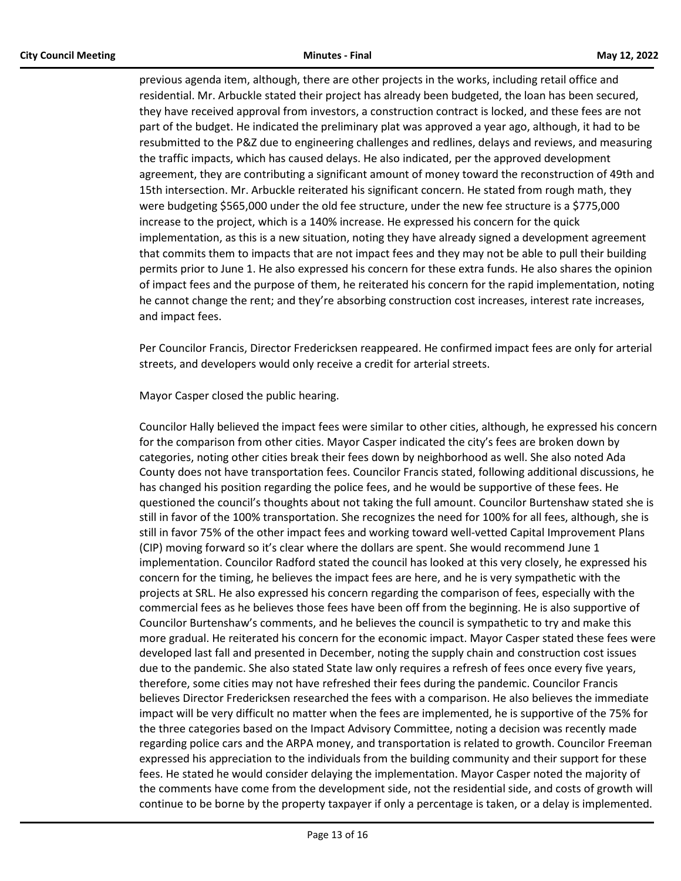previous agenda item, although, there are other projects in the works, including retail office and residential. Mr. Arbuckle stated their project has already been budgeted, the loan has been secured, they have received approval from investors, a construction contract is locked, and these fees are not part of the budget. He indicated the preliminary plat was approved a year ago, although, it had to be resubmitted to the P&Z due to engineering challenges and redlines, delays and reviews, and measuring the traffic impacts, which has caused delays. He also indicated, per the approved development agreement, they are contributing a significant amount of money toward the reconstruction of 49th and 15th intersection. Mr. Arbuckle reiterated his significant concern. He stated from rough math, they were budgeting $565,000 under the old fee structure, under the new fee structure is a $775,000 increase to the project, which is a 140% increase. He expressed his concern for the quick implementation, as this is a new situation, noting they have already signed a development agreement that commits them to impacts that are not impact fees and they may not be able to pull their building permits prior to June 1. He also expressed his concern for these extra funds. He also shares the opinion of impact fees and the purpose of them, he reiterated his concern for the rapid implementation, noting he cannot change the rent; and they're absorbing construction cost increases, interest rate increases, and impact fees.

Per Councilor Francis, Director Fredericksen reappeared. He confirmed impact fees are only for arterial streets, and developers would only receive a credit for arterial streets.

Mayor Casper closed the public hearing.

Councilor Hally believed the impact fees were similar to other cities, although, he expressed his concern for the comparison from other cities. Mayor Casper indicated the city's fees are broken down by categories, noting other cities break their fees down by neighborhood as well. She also noted Ada County does not have transportation fees. Councilor Francis stated, following additional discussions, he has changed his position regarding the police fees, and he would be supportive of these fees. He questioned the council's thoughts about not taking the full amount. Councilor Burtenshaw stated she is still in favor of the 100% transportation. She recognizes the need for 100% for all fees, although, she is still in favor 75% of the other impact fees and working toward well-vetted Capital Improvement Plans (CIP) moving forward so it's clear where the dollars are spent. She would recommend June 1 implementation. Councilor Radford stated the council has looked at this very closely, he expressed his concern for the timing, he believes the impact fees are here, and he is very sympathetic with the projects at SRL. He also expressed his concern regarding the comparison of fees, especially with the commercial fees as he believes those fees have been off from the beginning. He is also supportive of Councilor Burtenshaw's comments, and he believes the council is sympathetic to try and make this more gradual. He reiterated his concern for the economic impact. Mayor Casper stated these fees were developed last fall and presented in December, noting the supply chain and construction cost issues due to the pandemic. She also stated State law only requires a refresh of fees once every five years, therefore, some cities may not have refreshed their fees during the pandemic. Councilor Francis believes Director Fredericksen researched the fees with a comparison. He also believes the immediate impact will be very difficult no matter when the fees are implemented, he is supportive of the 75% for the three categories based on the Impact Advisory Committee, noting a decision was recently made regarding police cars and the ARPA money, and transportation is related to growth. Councilor Freeman expressed his appreciation to the individuals from the building community and their support for these fees. He stated he would consider delaying the implementation. Mayor Casper noted the majority of the comments have come from the development side, not the residential side, and costs of growth will continue to be borne by the property taxpayer if only a percentage is taken, or a delay is implemented.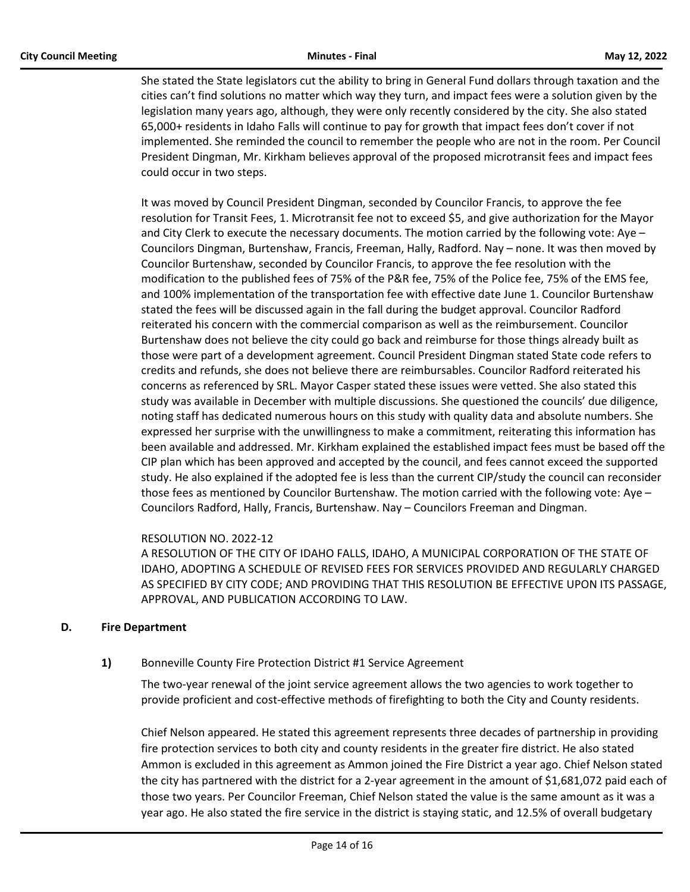She stated the State legislators cut the ability to bring in General Fund dollars through taxation and the cities can't find solutions no matter which way they turn, and impact fees were a solution given by the legislation many years ago, although, they were only recently considered by the city. She also stated 65,000+ residents in Idaho Falls will continue to pay for growth that impact fees don't cover if not implemented. She reminded the council to remember the people who are not in the room. Per Council President Dingman, Mr. Kirkham believes approval of the proposed microtransit fees and impact fees could occur in two steps.

It was moved by Council President Dingman, seconded by Councilor Francis, to approve the fee resolution for Transit Fees, 1. Microtransit fee not to exceed $5, and give authorization for the Mayor and City Clerk to execute the necessary documents. The motion carried by the following vote: Aye – Councilors Dingman, Burtenshaw, Francis, Freeman, Hally, Radford. Nay – none. It was then moved by Councilor Burtenshaw, seconded by Councilor Francis, to approve the fee resolution with the modification to the published fees of 75% of the P&R fee, 75% of the Police fee, 75% of the EMS fee, and 100% implementation of the transportation fee with effective date June 1. Councilor Burtenshaw stated the fees will be discussed again in the fall during the budget approval. Councilor Radford reiterated his concern with the commercial comparison as well as the reimbursement. Councilor Burtenshaw does not believe the city could go back and reimburse for those things already built as those were part of a development agreement. Council President Dingman stated State code refers to credits and refunds, she does not believe there are reimbursables. Councilor Radford reiterated his concerns as referenced by SRL. Mayor Casper stated these issues were vetted. She also stated this study was available in December with multiple discussions. She questioned the councils' due diligence, noting staff has dedicated numerous hours on this study with quality data and absolute numbers. She expressed her surprise with the unwillingness to make a commitment, reiterating this information has been available and addressed. Mr. Kirkham explained the established impact fees must be based off the CIP plan which has been approved and accepted by the council, and fees cannot exceed the supported study. He also explained if the adopted fee is less than the current CIP/study the council can reconsider those fees as mentioned by Councilor Burtenshaw. The motion carried with the following vote: Aye – Councilors Radford, Hally, Francis, Burtenshaw. Nay – Councilors Freeman and Dingman.

RESOLUTION NO. 2022-12
A RESOLUTION OF THE CITY OF IDAHO FALLS, IDAHO, A MUNICIPAL CORPORATION OF THE STATE OF IDAHO, ADOPTING A SCHEDULE OF REVISED FEES FOR SERVICES PROVIDED AND REGULARLY CHARGED AS SPECIFIED BY CITY CODE; AND PROVIDING THAT THIS RESOLUTION BE EFFECTIVE UPON ITS PASSAGE, APPROVAL, AND PUBLICATION ACCORDING TO LAW.

### D. Fire Department

#### 1) Bonneville County Fire Protection District #1 Service Agreement

The two-year renewal of the joint service agreement allows the two agencies to work together to provide proficient and cost-effective methods of firefighting to both the City and County residents.

Chief Nelson appeared. He stated this agreement represents three decades of partnership in providing fire protection services to both city and county residents in the greater fire district. He also stated Ammon is excluded in this agreement as Ammon joined the Fire District a year ago. Chief Nelson stated the city has partnered with the district for a 2-year agreement in the amount of $1,681,072 paid each of those two years. Per Councilor Freeman, Chief Nelson stated the value is the same amount as it was a year ago. He also stated the fire service in the district is staying static, and 12.5% of overall budgetary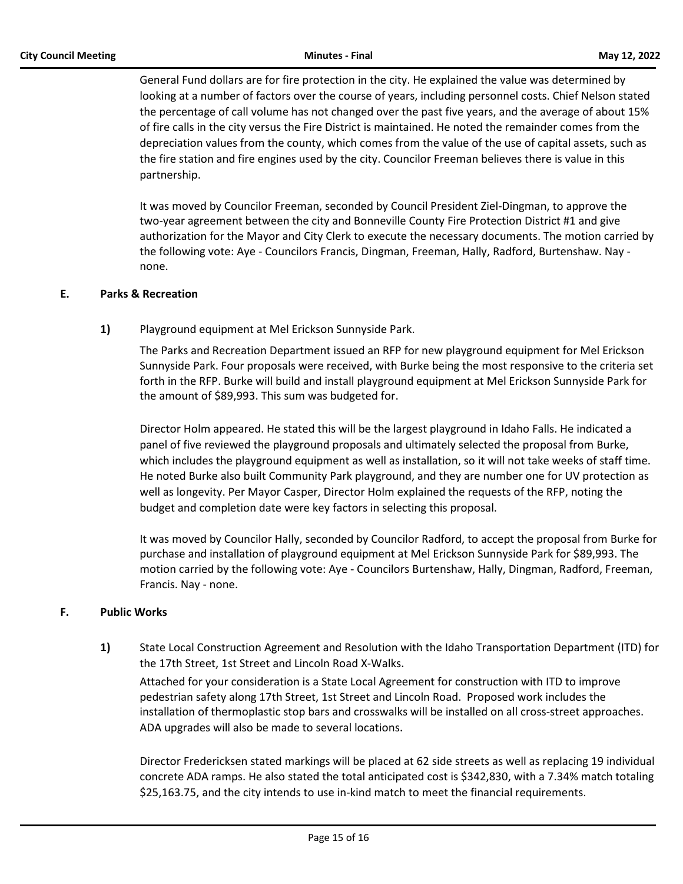General Fund dollars are for fire protection in the city. He explained the value was determined by looking at a number of factors over the course of years, including personnel costs. Chief Nelson stated the percentage of call volume has not changed over the past five years, and the average of about 15% of fire calls in the city versus the Fire District is maintained. He noted the remainder comes from the depreciation values from the county, which comes from the value of the use of capital assets, such as the fire station and fire engines used by the city. Councilor Freeman believes there is value in this partnership.

It was moved by Councilor Freeman, seconded by Council President Ziel-Dingman, to approve the two-year agreement between the city and Bonneville County Fire Protection District #1 and give authorization for the Mayor and City Clerk to execute the necessary documents. The motion carried by the following vote: Aye - Councilors Francis, Dingman, Freeman, Hally, Radford, Burtenshaw. Nay - none.

## E. Parks & Recreation

**1)** Playground equipment at Mel Erickson Sunnyside Park.

The Parks and Recreation Department issued an RFP for new playground equipment for Mel Erickson Sunnyside Park. Four proposals were received, with Burke being the most responsive to the criteria set forth in the RFP. Burke will build and install playground equipment at Mel Erickson Sunnyside Park for the amount of $89,993. This sum was budgeted for.

Director Holm appeared. He stated this will be the largest playground in Idaho Falls. He indicated a panel of five reviewed the playground proposals and ultimately selected the proposal from Burke, which includes the playground equipment as well as installation, so it will not take weeks of staff time. He noted Burke also built Community Park playground, and they are number one for UV protection as well as longevity. Per Mayor Casper, Director Holm explained the requests of the RFP, noting the budget and completion date were key factors in selecting this proposal.

It was moved by Councilor Hally, seconded by Councilor Radford, to accept the proposal from Burke for purchase and installation of playground equipment at Mel Erickson Sunnyside Park for $89,993. The motion carried by the following vote: Aye - Councilors Burtenshaw, Hally, Dingman, Radford, Freeman, Francis. Nay - none.

## F. Public Works

**1)** State Local Construction Agreement and Resolution with the Idaho Transportation Department (ITD) for the 17th Street, 1st Street and Lincoln Road X-Walks.

Attached for your consideration is a State Local Agreement for construction with ITD to improve pedestrian safety along 17th Street, 1st Street and Lincoln Road. Proposed work includes the installation of thermoplastic stop bars and crosswalks will be installed on all cross-street approaches. ADA upgrades will also be made to several locations.

Director Fredericksen stated markings will be placed at 62 side streets as well as replacing 19 individual concrete ADA ramps. He also stated the total anticipated cost is $342,830, with a 7.34% match totaling $25,163.75, and the city intends to use in-kind match to meet the financial requirements.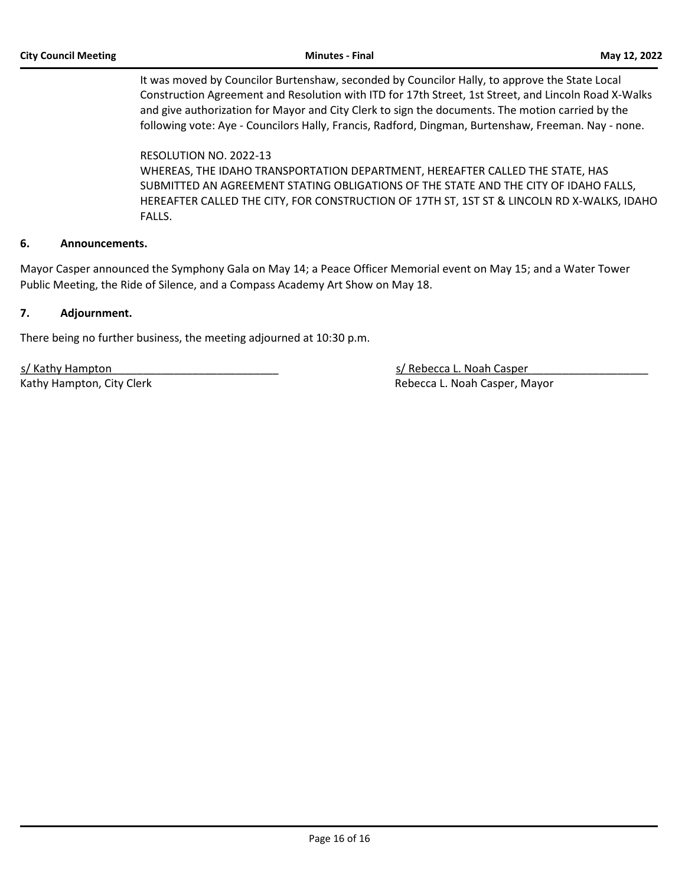It was moved by Councilor Burtenshaw, seconded by Councilor Hally, to approve the State Local Construction Agreement and Resolution with ITD for 17th Street, 1st Street, and Lincoln Road X-Walks and give authorization for Mayor and City Clerk to sign the documents. The motion carried by the following vote: Aye - Councilors Hally, Francis, Radford, Dingman, Burtenshaw, Freeman. Nay - none.

RESOLUTION NO. 2022-13
WHEREAS, THE IDAHO TRANSPORTATION DEPARTMENT, HEREAFTER CALLED THE STATE, HAS SUBMITTED AN AGREEMENT STATING OBLIGATIONS OF THE STATE AND THE CITY OF IDAHO FALLS, HEREAFTER CALLED THE CITY, FOR CONSTRUCTION OF 17TH ST, 1ST ST & LINCOLN RD X-WALKS, IDAHO FALLS.

## 6. Announcements.

Mayor Casper announced the Symphony Gala on May 14; a Peace Officer Memorial event on May 15; and a Water Tower Public Meeting, the Ride of Silence, and a Compass Academy Art Show on May 18.

## 7. Adjournment.

There being no further business, the meeting adjourned at 10:30 p.m.

s/ Kathy Hampton
Kathy Hampton, City Clerk

s/ Rebecca L. Noah Casper
Rebecca L. Noah Casper, Mayor